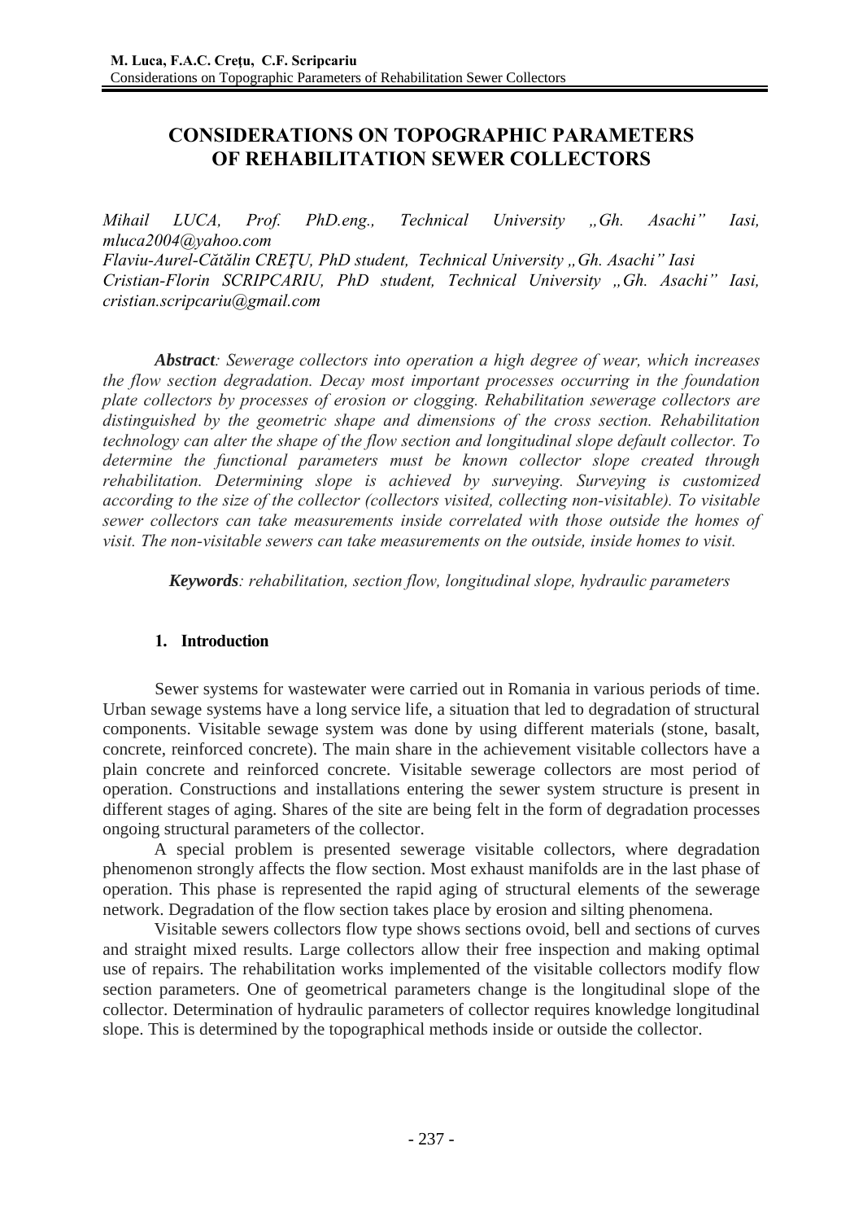# CONSIDERATIONS ON TOPOGRAPHIC PARAMETERS OF REHABILITATION SEWER COLLECTORS

*Mihail LUCA, Prof. PhD.eng., Technical University „Gh. Asachi" Iasi, mluca2004@yahoo.com*
*Flaviu-Aurel-Cătălin CREȚU, PhD student, Technical University „Gh. Asachi" Iasi*
*Cristian-Florin SCRIPCARIU, PhD student, Technical University „Gh. Asachi" Iasi, cristian.scripcariu@gmail.com*

***Abstract**: Sewerage collectors into operation a high degree of wear, which increases the flow section degradation. Decay most important processes occurring in the foundation plate collectors by processes of erosion or clogging. Rehabilitation sewerage collectors are distinguished by the geometric shape and dimensions of the cross section. Rehabilitation technology can alter the shape of the flow section and longitudinal slope default collector. To determine the functional parameters must be known collector slope created through rehabilitation. Determining slope is achieved by surveying. Surveying is customized according to the size of the collector (collectors visited, collecting non-visitable). To visitable sewer collectors can take measurements inside correlated with those outside the homes of visit. The non-visitable sewers can take measurements on the outside, inside homes to visit.*

***Keywords**: rehabilitation, section flow, longitudinal slope, hydraulic parameters*

## 1. Introduction

Sewer systems for wastewater were carried out in Romania in various periods of time. Urban sewage systems have a long service life, a situation that led to degradation of structural components. Visitable sewage system was done by using different materials (stone, basalt, concrete, reinforced concrete). The main share in the achievement visitable collectors have a plain concrete and reinforced concrete. Visitable sewerage collectors are most period of operation. Constructions and installations entering the sewer system structure is present in different stages of aging. Shares of the site are being felt in the form of degradation processes ongoing structural parameters of the collector.

A special problem is presented sewerage visitable collectors, where degradation phenomenon strongly affects the flow section. Most exhaust manifolds are in the last phase of operation. This phase is represented the rapid aging of structural elements of the sewerage network. Degradation of the flow section takes place by erosion and silting phenomena.

Visitable sewers collectors flow type shows sections ovoid, bell and sections of curves and straight mixed results. Large collectors allow their free inspection and making optimal use of repairs. The rehabilitation works implemented of the visitable collectors modify flow section parameters. One of geometrical parameters change is the longitudinal slope of the collector. Determination of hydraulic parameters of collector requires knowledge longitudinal slope. This is determined by the topographical methods inside or outside the collector.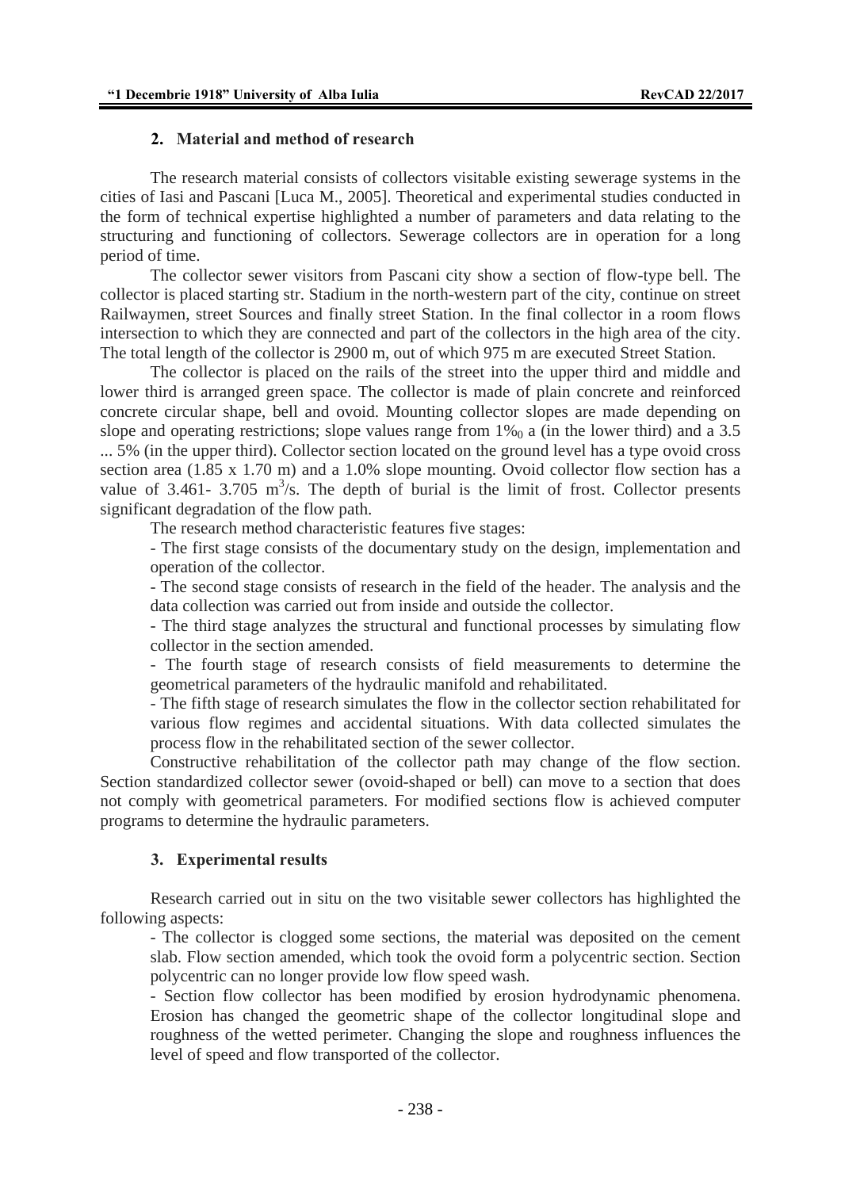## 2. Material and method of research

The research material consists of collectors visitable existing sewerage systems in the cities of Iasi and Pascani [Luca M., 2005]. Theoretical and experimental studies conducted in the form of technical expertise highlighted a number of parameters and data relating to the structuring and functioning of collectors. Sewerage collectors are in operation for a long period of time.

The collector sewer visitors from Pascani city show a section of flow-type bell. The collector is placed starting str. Stadium in the north-western part of the city, continue on street Railwaymen, street Sources and finally street Station. In the final collector in a room flows intersection to which they are connected and part of the collectors in the high area of the city. The total length of the collector is 2900 m, out of which 975 m are executed Street Station.

The collector is placed on the rails of the street into the upper third and middle and lower third is arranged green space. The collector is made of plain concrete and reinforced concrete circular shape, bell and ovoid. Mounting collector slopes are made depending on slope and operating restrictions; slope values range from $1‰_0$ a (in the lower third) and a 3.5 ... 5% (in the upper third). Collector section located on the ground level has a type ovoid cross section area (1.85 x 1.70 m) and a 1.0% slope mounting. Ovoid collector flow section has a value of 3.461- 3.705 $m^3$/s. The depth of burial is the limit of frost. Collector presents significant degradation of the flow path.

The research method characteristic features five stages:

- The first stage consists of the documentary study on the design, implementation and operation of the collector.
- The second stage consists of research in the field of the header. The analysis and the data collection was carried out from inside and outside the collector.
- The third stage analyzes the structural and functional processes by simulating flow collector in the section amended.
- The fourth stage of research consists of field measurements to determine the geometrical parameters of the hydraulic manifold and rehabilitated.
- The fifth stage of research simulates the flow in the collector section rehabilitated for various flow regimes and accidental situations. With data collected simulates the process flow in the rehabilitated section of the sewer collector.

Constructive rehabilitation of the collector path may change of the flow section. Section standardized collector sewer (ovoid-shaped or bell) can move to a section that does not comply with geometrical parameters. For modified sections flow is achieved computer programs to determine the hydraulic parameters.

## 3. Experimental results

Research carried out in situ on the two visitable sewer collectors has highlighted the following aspects:

- The collector is clogged some sections, the material was deposited on the cement slab. Flow section amended, which took the ovoid form a polycentric section. Section polycentric can no longer provide low flow speed wash.
- Section flow collector has been modified by erosion hydrodynamic phenomena. Erosion has changed the geometric shape of the collector longitudinal slope and roughness of the wetted perimeter. Changing the slope and roughness influences the level of speed and flow transported of the collector.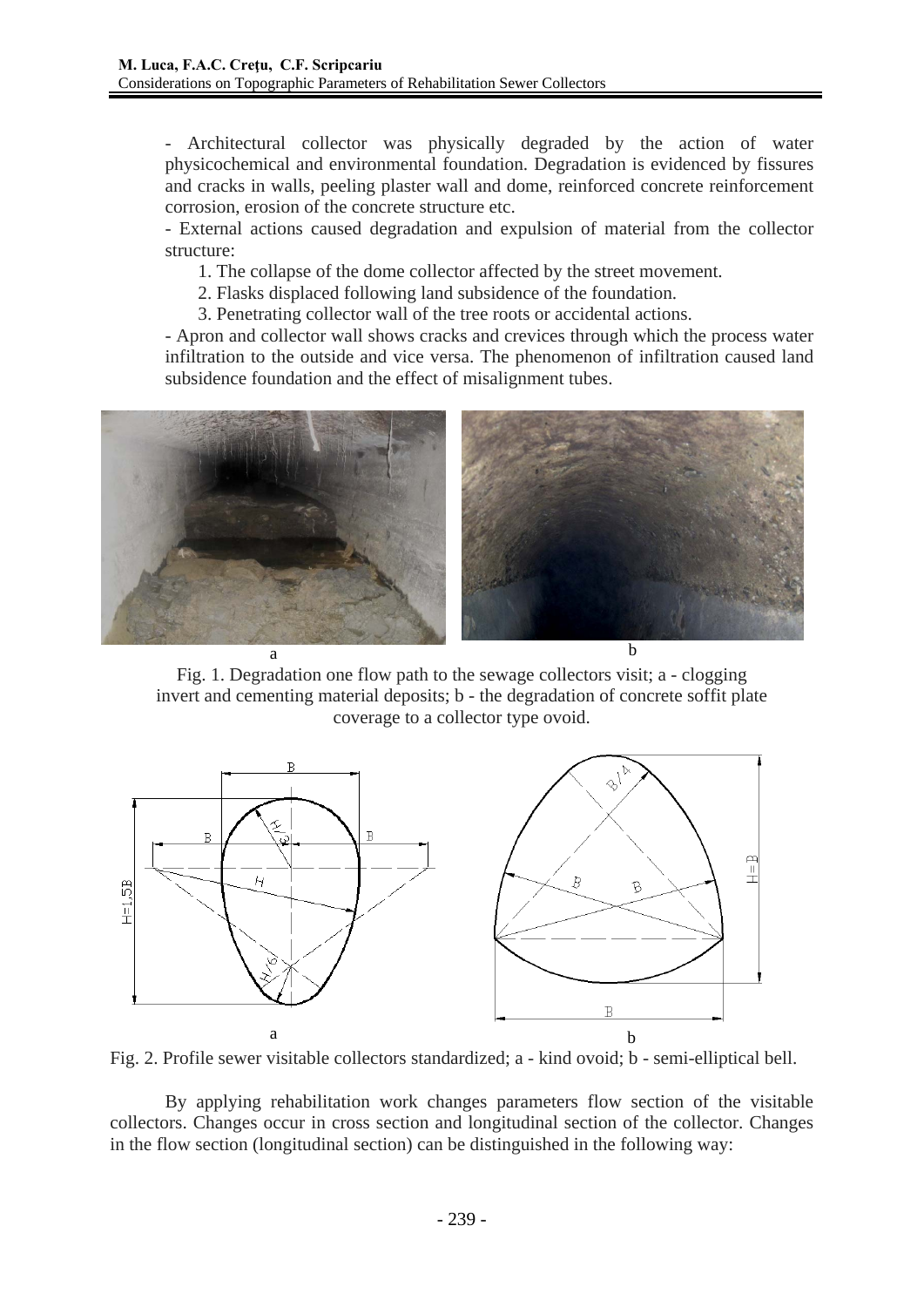- Architectural collector was physically degraded by the action of water physicochemical and environmental foundation. Degradation is evidenced by fissures and cracks in walls, peeling plaster wall and dome, reinforced concrete reinforcement corrosion, erosion of the concrete structure etc.

- External actions caused degradation and expulsion of material from the collector structure:

1. The collapse of the dome collector affected by the street movement.
2. Flasks displaced following land subsidence of the foundation.
3. Penetrating collector wall of the tree roots or accidental actions.

- Apron and collector wall shows cracks and crevices through which the process water infiltration to the outside and vice versa. The phenomenon of infiltration caused land subsidence foundation and the effect of misalignment tubes.

Fig. 1. Degradation one flow path to the sewage collectors visit; a - clogging invert and cementing material deposits; b - the degradation of concrete soffit plate coverage to a collector type ovoid.

Fig. 2. Profile sewer visitable collectors standardized; a - kind ovoid; b - semi-elliptical bell.

By applying rehabilitation work changes parameters flow section of the visitable collectors. Changes occur in cross section and longitudinal section of the collector. Changes in the flow section (longitudinal section) can be distinguished in the following way: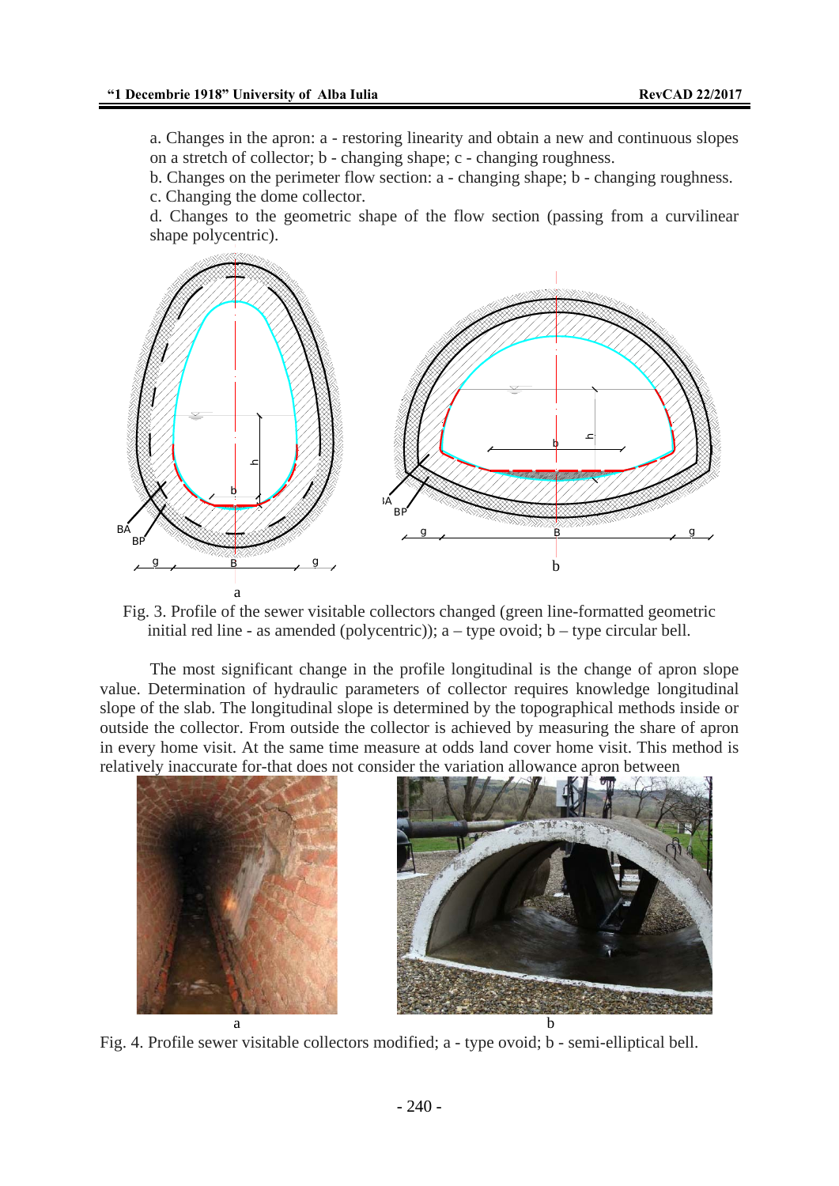a. Changes in the apron: a - restoring linearity and obtain a new and continuous slopes on a stretch of collector; b - changing shape; c - changing roughness.

b. Changes on the perimeter flow section: a - changing shape; b - changing roughness.

c. Changing the dome collector.

d. Changes to the geometric shape of the flow section (passing from a curvilinear shape polycentric).

Fig. 3. Profile of the sewer visitable collectors changed (green line-formatted geometric initial red line - as amended (polycentric)); a – type ovoid; b – type circular bell.

The most significant change in the profile longitudinal is the change of apron slope value. Determination of hydraulic parameters of collector requires knowledge longitudinal slope of the slab. The longitudinal slope is determined by the topographical methods inside or outside the collector. From outside the collector is achieved by measuring the share of apron in every home visit. At the same time measure at odds land cover home visit. This method is relatively inaccurate for-that does not consider the variation allowance apron between

Fig. 4. Profile sewer visitable collectors modified; a - type ovoid; b - semi-elliptical bell.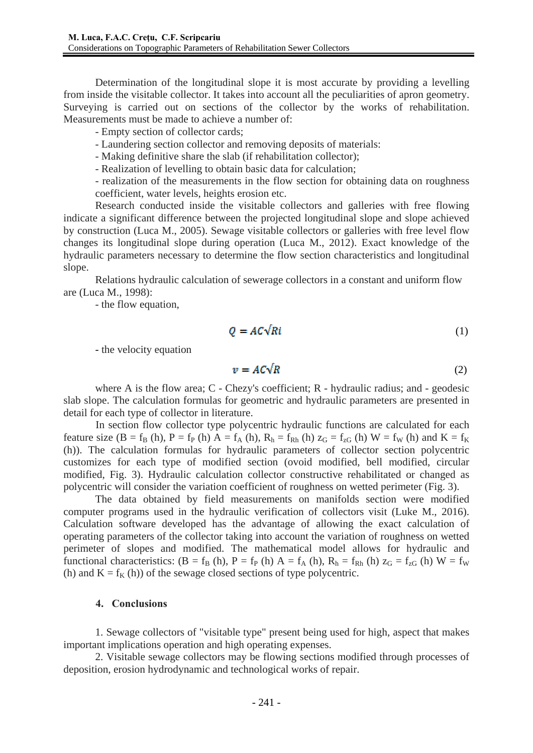Determination of the longitudinal slope it is most accurate by providing a levelling from inside the visitable collector. It takes into account all the peculiarities of apron geometry. Surveying is carried out on sections of the collector by the works of rehabilitation. Measurements must be made to achieve a number of:

- Empty section of collector cards;
- Laundering section collector and removing deposits of materials:
- Making definitive share the slab (if rehabilitation collector);
- Realization of levelling to obtain basic data for calculation;
- realization of the measurements in the flow section for obtaining data on roughness coefficient, water levels, heights erosion etc.

Research conducted inside the visitable collectors and galleries with free flowing indicate a significant difference between the projected longitudinal slope and slope achieved by construction (Luca M., 2005). Sewage visitable collectors or galleries with free level flow changes its longitudinal slope during operation (Luca M., 2012). Exact knowledge of the hydraulic parameters necessary to determine the flow section characteristics and longitudinal slope.

Relations hydraulic calculation of sewerage collectors in a constant and uniform flow are (Luca M., 1998):

- the flow equation,

$$Q = AC\sqrt{Ri} \tag{1}$$

- the velocity equation

$$v = AC\sqrt{R} \tag{2}$$

where A is the flow area; C - Chezy's coefficient; R - hydraulic radius; and - geodesic slab slope. The calculation formulas for geometric and hydraulic parameters are presented in detail for each type of collector in literature.

In section flow collector type polycentric hydraulic functions are calculated for each feature size ($B = f_B$ (h), $P = f_P$ (h) $A = f_A$ (h), $R_h = f_{Rh}$ (h) $z_G = f_{zG}$ (h) $W = f_W$ (h) and $K = f_K$ (h)). The calculation formulas for hydraulic parameters of collector section polycentric customizes for each type of modified section (ovoid modified, bell modified, circular modified, Fig. 3). Hydraulic calculation collector constructive rehabilitated or changed as polycentric will consider the variation coefficient of roughness on wetted perimeter (Fig. 3).

The data obtained by field measurements on manifolds section were modified computer programs used in the hydraulic verification of collectors visit (Luke M., 2016). Calculation software developed has the advantage of allowing the exact calculation of operating parameters of the collector taking into account the variation of roughness on wetted perimeter of slopes and modified. The mathematical model allows for hydraulic and functional characteristics: ($B = f_B$ (h), $P = f_P$ (h) $A = f_A$ (h), $R_h = f_{Rh}$ (h) $z_G = f_{zG}$ (h) $W = f_W$ (h) and $K = f_K$ (h)) of the sewage closed sections of type polycentric.

## 4. Conclusions

1. Sewage collectors of "visitable type" present being used for high, aspect that makes important implications operation and high operating expenses.

2. Visitable sewage collectors may be flowing sections modified through processes of deposition, erosion hydrodynamic and technological works of repair.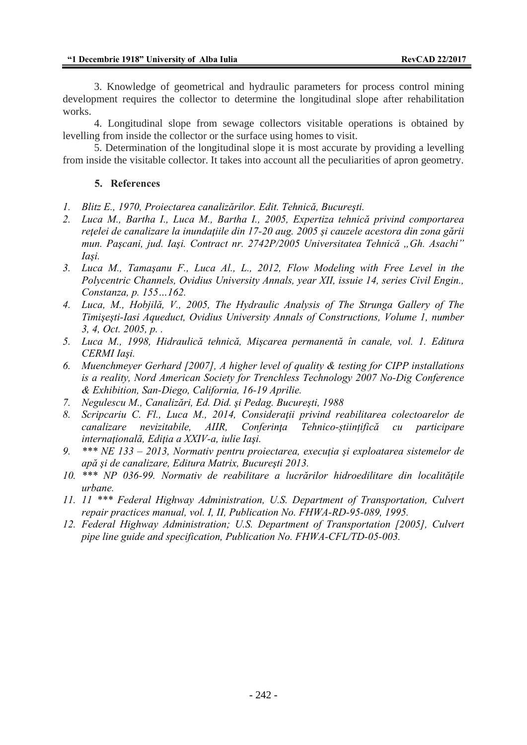3. Knowledge of geometrical and hydraulic parameters for process control mining development requires the collector to determine the longitudinal slope after rehabilitation works.

4. Longitudinal slope from sewage collectors visitable operations is obtained by levelling from inside the collector or the surface using homes to visit.

5. Determination of the longitudinal slope it is most accurate by providing a levelling from inside the visitable collector. It takes into account all the peculiarities of apron geometry.

## 5. References

1. *Blitz E., 1970, Proiectarea canalizărilor. Edit. Tehnică, Bucureşti.*
2. *Luca M., Bartha I., Luca M., Bartha I., 2005, Expertiza tehnică privind comportarea reţelei de canalizare la inundaţiile din 17-20 aug. 2005 şi cauzele acestora din zona gării mun. Paşcani, jud. Iaşi. Contract nr. 2742P/2005 Universitatea Tehnică „Gh. Asachi" Iaşi.*
3. *Luca M., Tamaşanu F., Luca Al., L., 2012, Flow Modeling with Free Level in the Polycentric Channels, Ovidius University Annals, year XII, issuie 14, series Civil Engin., Constanza, p. 155…162.*
4. *Luca, M., Hobjilă, V., 2005, The Hydraulic Analysis of The Strunga Gallery of The Timişeşti-Iasi Aqueduct, Ovidius University Annals of Constructions, Volume 1, number 3, 4, Oct. 2005, p. .*
5. *Luca M., 1998, Hidraulică tehnică, Mişcarea permanentă în canale, vol. 1. Editura CERMI Iaşi.*
6. *Muenchmeyer Gerhard [2007], A higher level of quality & testing for CIPP installations is a reality, Nord American Society for Trenchless Technology 2007 No-Dig Conference & Exhibition, San-Diego, California, 16-19 Aprilie.*
7. *Negulescu M., Canalizări, Ed. Did. şi Pedag. Bucureşti, 1988*
8. *Scripcariu C. Fl., Luca M., 2014, Consideraţii privind reabilitarea colectoarelor de canalizare nevizitabile, AIIR, Conferinţa Tehnico-ştiinţifică cu participare internaţională, Ediţia a XXIV-a, iulie Iaşi.*
9. *\*\*\* NE 133 – 2013, Normativ pentru proiectarea, execuţia şi exploatarea sistemelor de apă şi de canalizare, Editura Matrix, Bucureşti 2013.*
10. *\*\*\* NP 036-99. Normativ de reabilitare a lucrărilor hidroedilitare din localităţile urbane.*
11. *11 \*\*\* Federal Highway Administration, U.S. Department of Transportation, Culvert repair practices manual, vol. I, II, Publication No. FHWA-RD-95-089, 1995.*
12. *Federal Highway Administration; U.S. Department of Transportation [2005], Culvert pipe line guide and specification, Publication No. FHWA-CFL/TD-05-003.*